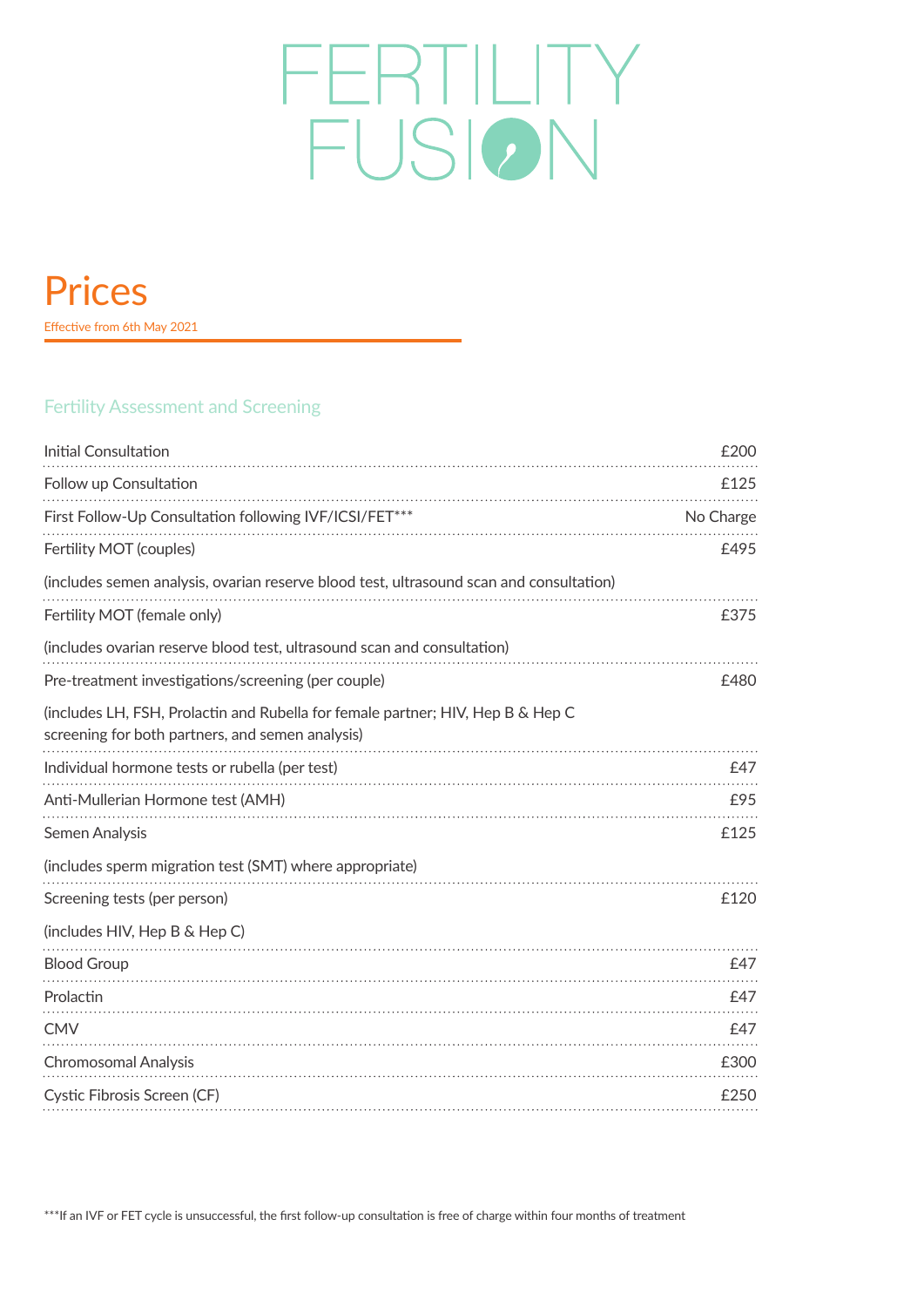# FERTILITY FUSION

## Prices

Effective from 6th May 2021

### Fertility Assessment and Screening

| Item | Price |
|---|---|
| Initial Consultation | £200 |
| Follow up Consultation | £125 |
| First Follow-Up Consultation following IVF/ICSI/FET*** | No Charge |
| Fertility MOT (couples) (includes semen analysis, ovarian reserve blood test, ultrasound scan and consultation) | £495 |
| Fertility MOT (female only) (includes ovarian reserve blood test, ultrasound scan and consultation) | £375 |
| Pre-treatment investigations/screening (per couple) (includes LH, FSH, Prolactin and Rubella for female partner; HIV, Hep B & Hep C screening for both partners, and semen analysis) | £480 |
| Individual hormone tests or rubella (per test) | £47 |
| Anti-Mullerian Hormone test (AMH) | £95 |
| Semen Analysis (includes sperm migration test (SMT) where appropriate) | £125 |
| Screening tests (per person) (includes HIV, Hep B & Hep C) | £120 |
| Blood Group | £47 |
| Prolactin | £47 |
| CMV | £47 |
| Chromosomal Analysis | £300 |
| Cystic Fibrosis Screen (CF) | £250 |

***If an IVF or FET cycle is unsuccessful, the first follow-up consultation is free of charge within four months of treatment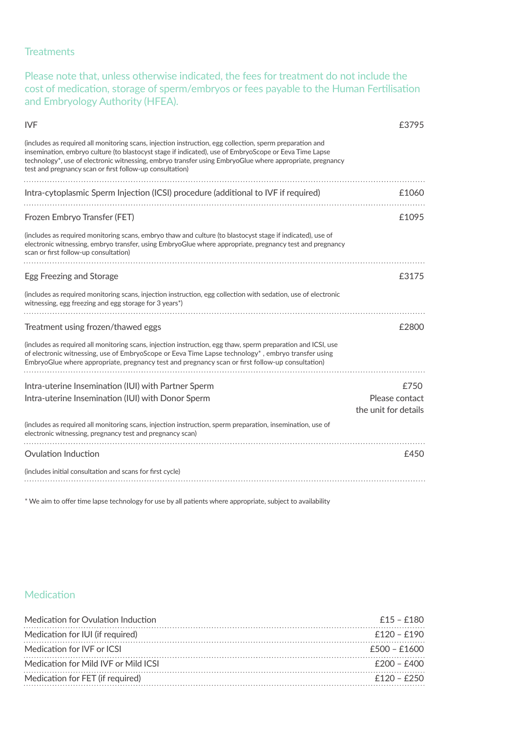## Treatments

Please note that, unless otherwise indicated, the fees for treatment do not include the cost of medication, storage of sperm/embryos or fees payable to the Human Fertilisation and Embryology Authority (HFEA).

| Treatment | Fee |
| --- | --- |
| IVF<br>(includes as required all monitoring scans, injection instruction, egg collection, sperm preparation and insemination, embryo culture (to blastocyst stage if indicated), use of EmbryoScope or Eeva Time Lapse technology*, use of electronic witnessing, embryo transfer using EmbryoGlue where appropriate, pregnancy test and pregnancy scan or first follow-up consultation) | £3795 |
| Intra-cytoplasmic Sperm Injection (ICSI) procedure (additional to IVF if required) | £1060 |
| Frozen Embryo Transfer (FET)<br>(includes as required monitoring scans, embryo thaw and culture (to blastocyst stage if indicated), use of electronic witnessing, embryo transfer, using EmbryoGlue where appropriate, pregnancy test and pregnancy scan or first follow-up consultation) | £1095 |
| Egg Freezing and Storage<br>(includes as required monitoring scans, injection instruction, egg collection with sedation, use of electronic witnessing, egg freezing and egg storage for 3 years*) | £3175 |
| Treatment using frozen/thawed eggs<br>(includes as required all monitoring scans, injection instruction, egg thaw, sperm preparation and ICSI, use of electronic witnessing, use of EmbryoScope or Eeva Time Lapse technology* , embryo transfer using EmbryoGlue where appropriate, pregnancy test and pregnancy scan or first follow-up consultation) | £2800 |
| Intra-uterine Insemination (IUI) with Partner Sperm | £750 |
| Intra-uterine Insemination (IUI) with Donor Sperm<br>(includes as required all monitoring scans, injection instruction, sperm preparation, insemination, use of electronic witnessing, pregnancy test and pregnancy scan) | Please contact the unit for details |
| Ovulation Induction<br>(includes initial consultation and scans for first cycle) | £450 |

\* We aim to offer time lapse technology for use by all patients where appropriate, subject to availability

## Medication

| Medication | Cost |
| --- | --- |
| Medication for Ovulation Induction | £15 – £180 |
| Medication for IUI (if required) | £120 – £190 |
| Medication for IVF or ICSI | £500 – £1600 |
| Medication for Mild IVF or Mild ICSI | £200 – £400 |
| Medication for FET (if required) | £120 – £250 |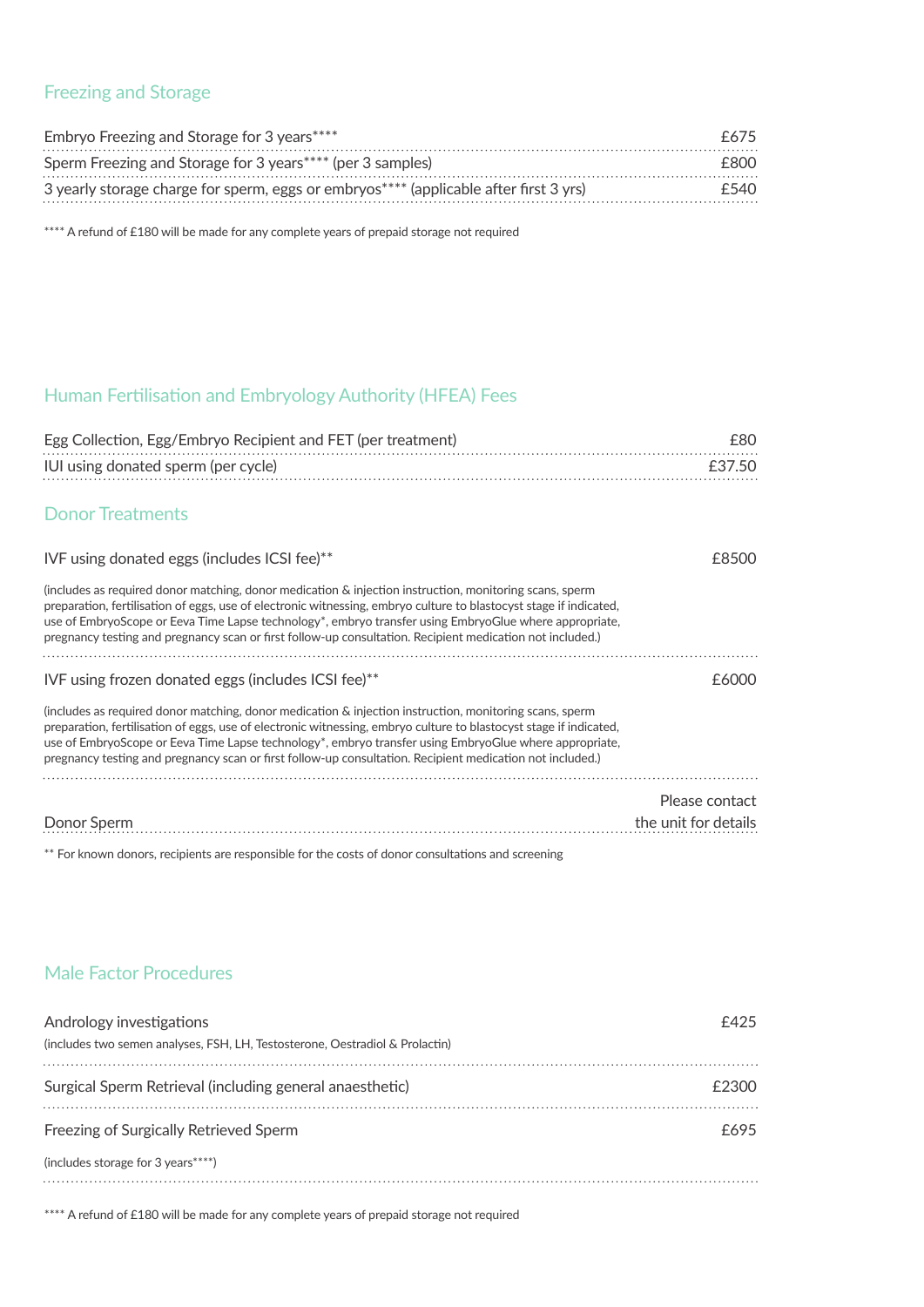## Freezing and Storage

| | |
|---|---|
| Embryo Freezing and Storage for 3 years**** | £675 |
| Sperm Freezing and Storage for 3 years**** (per 3 samples) | £800 |
| 3 yearly storage charge for sperm, eggs or embryos**** (applicable after first 3 yrs) | £540 |

**** A refund of £180 will be made for any complete years of prepaid storage not required

## Human Fertilisation and Embryology Authority (HFEA) Fees

| | |
|---|---|
| Egg Collection, Egg/Embryo Recipient and FET (per treatment) | £80 |
| IUI using donated sperm (per cycle) | £37.50 |

## Donor Treatments

**IVF using donated eggs (includes ICSI fee)**** — £8500

(includes as required donor matching, donor medication & injection instruction, monitoring scans, sperm preparation, fertilisation of eggs, use of electronic witnessing, embryo culture to blastocyst stage if indicated, use of EmbryoScope or Eeva Time Lapse technology*, embryo transfer using EmbryoGlue where appropriate, pregnancy testing and pregnancy scan or first follow-up consultation. Recipient medication not included.)

**IVF using frozen donated eggs (includes ICSI fee)**** — £6000

(includes as required donor matching, donor medication & injection instruction, monitoring scans, sperm preparation, fertilisation of eggs, use of electronic witnessing, embryo culture to blastocyst stage if indicated, use of EmbryoScope or Eeva Time Lapse technology*, embryo transfer using EmbryoGlue where appropriate, pregnancy testing and pregnancy scan or first follow-up consultation. Recipient medication not included.)

**Donor Sperm** — Please contact the unit for details

** For known donors, recipients are responsible for the costs of donor consultations and screening

## Male Factor Procedures

| | |
|---|---|
| Andrology investigations<br>(includes two semen analyses, FSH, LH, Testosterone, Oestradiol & Prolactin) | £425 |
| Surgical Sperm Retrieval (including general anaesthetic) | £2300 |
| Freezing of Surgically Retrieved Sperm<br>(includes storage for 3 years****) | £695 |

**** A refund of £180 will be made for any complete years of prepaid storage not required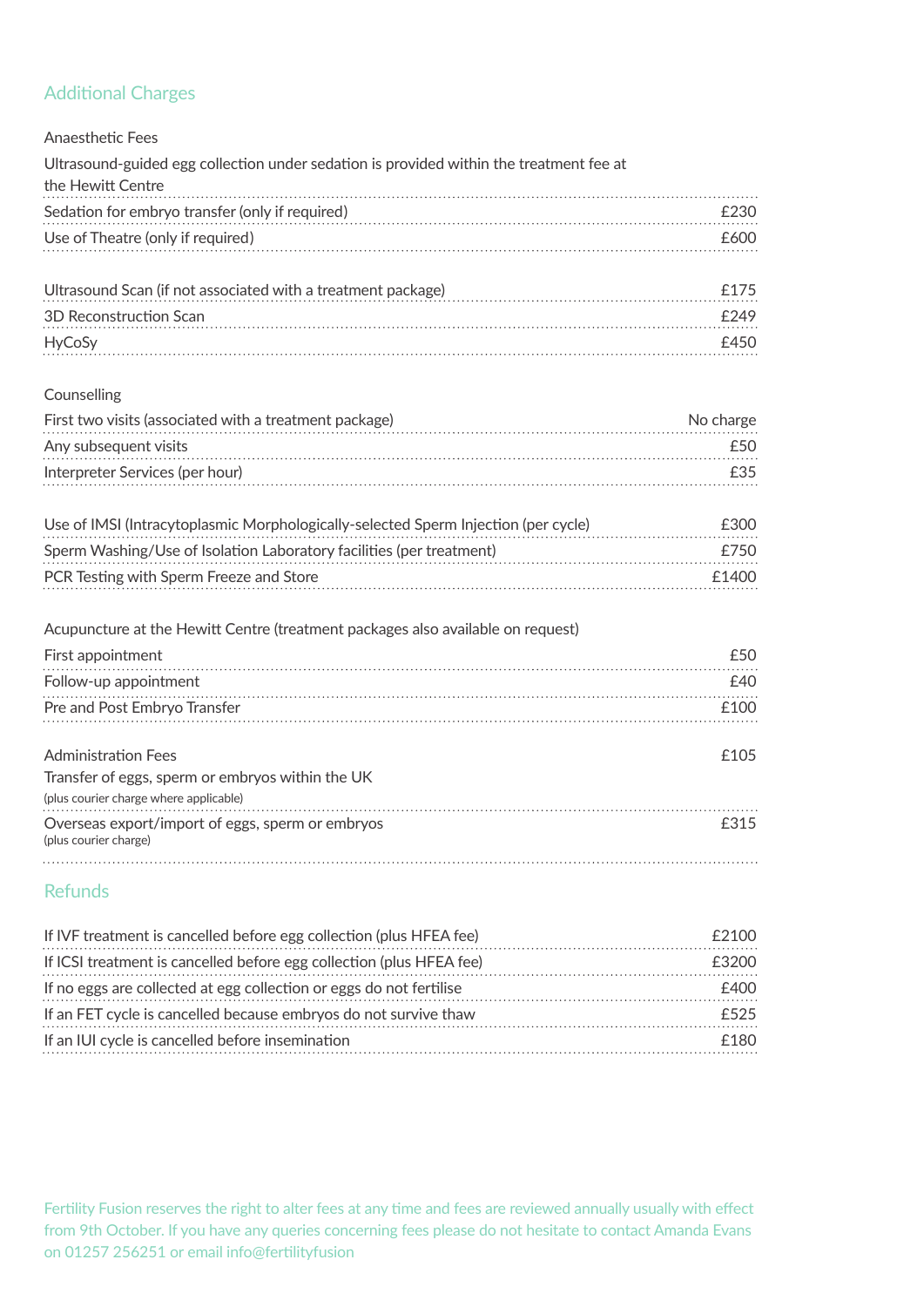## Additional Charges

| | |
|---|---|
| **Anaesthetic Fees** | |
| Ultrasound-guided egg collection under sedation is provided within the treatment fee at the Hewitt Centre | |
| Sedation for embryo transfer (only if required) | £230 |
| Use of Theatre (only if required) | £600 |

| | |
|---|---|
| Ultrasound Scan (if not associated with a treatment package) | £175 |
| 3D Reconstruction Scan | £249 |
| HyCoSy | £450 |

| | |
|---|---|
| **Counselling** | |
| First two visits (associated with a treatment package) | No charge |
| Any subsequent visits | £50 |
| Interpreter Services (per hour) | £35 |

| | |
|---|---|
| Use of IMSI (Intracytoplasmic Morphologically-selected Sperm Injection (per cycle) | £300 |
| Sperm Washing/Use of Isolation Laboratory facilities (per treatment) | £750 |
| PCR Testing with Sperm Freeze and Store | £1400 |

| | |
|---|---|
| **Acupuncture at the Hewitt Centre (treatment packages also available on request)** | |
| First appointment | £50 |
| Follow-up appointment | £40 |
| Pre and Post Embryo Transfer | £100 |

| | |
|---|---|
| **Administration Fees** | £105 |
| Transfer of eggs, sperm or embryos within the UK (plus courier charge where applicable) | |
| Overseas export/import of eggs, sperm or embryos (plus courier charge) | £315 |

## Refunds

| | |
|---|---|
| If IVF treatment is cancelled before egg collection (plus HFEA fee) | £2100 |
| If ICSI treatment is cancelled before egg collection (plus HFEA fee) | £3200 |
| If no eggs are collected at egg collection or eggs do not fertilise | £400 |
| If an FET cycle is cancelled because embryos do not survive thaw | £525 |
| If an IUI cycle is cancelled before insemination | £180 |

Fertility Fusion reserves the right to alter fees at any time and fees are reviewed annually usually with effect from 9th October. If you have any queries concerning fees please do not hesitate to contact Amanda Evans on 01257 256251 or email info@fertilityfusion